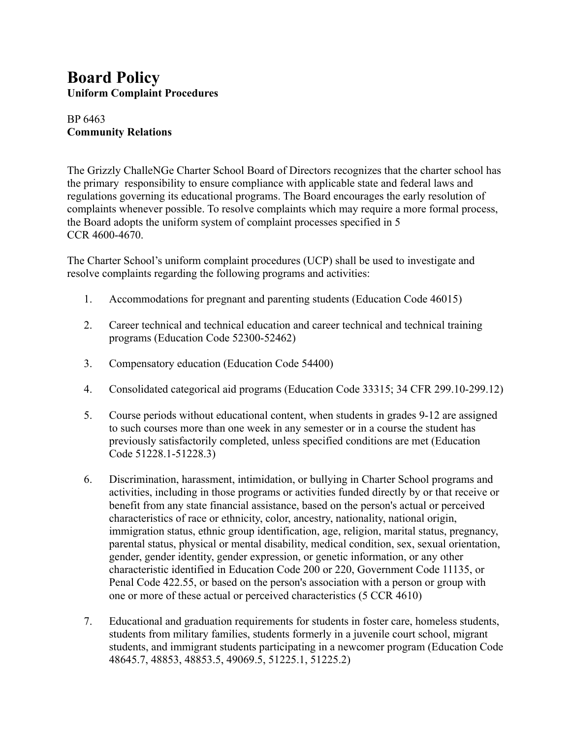# Board Policy

**Uniform Complaint Procedures**

BP 6463

**Community Relations**

The Grizzly ChalleNGe Charter School Board of Directors recognizes that the charter school has the primary responsibility to ensure compliance with applicable state and federal laws and regulations governing its educational programs. The Board encourages the early resolution of complaints whenever possible. To resolve complaints which may require a more formal process, the Board adopts the uniform system of complaint processes specified in 5 CCR 4600-4670.

The Charter School's uniform complaint procedures (UCP) shall be used to investigate and resolve complaints regarding the following programs and activities:

1. Accommodations for pregnant and parenting students (Education Code 46015)

2. Career technical and technical education and career technical and technical training programs (Education Code 52300-52462)

3. Compensatory education (Education Code 54400)

4. Consolidated categorical aid programs (Education Code 33315; 34 CFR 299.10-299.12)

5. Course periods without educational content, when students in grades 9-12 are assigned to such courses more than one week in any semester or in a course the student has previously satisfactorily completed, unless specified conditions are met (Education Code 51228.1-51228.3)

6. Discrimination, harassment, intimidation, or bullying in Charter School programs and activities, including in those programs or activities funded directly by or that receive or benefit from any state financial assistance, based on the person's actual or perceived characteristics of race or ethnicity, color, ancestry, nationality, national origin, immigration status, ethnic group identification, age, religion, marital status, pregnancy, parental status, physical or mental disability, medical condition, sex, sexual orientation, gender, gender identity, gender expression, or genetic information, or any other characteristic identified in Education Code 200 or 220, Government Code 11135, or Penal Code 422.55, or based on the person's association with a person or group with one or more of these actual or perceived characteristics (5 CCR 4610)

7. Educational and graduation requirements for students in foster care, homeless students, students from military families, students formerly in a juvenile court school, migrant students, and immigrant students participating in a newcomer program (Education Code 48645.7, 48853, 48853.5, 49069.5, 51225.1, 51225.2)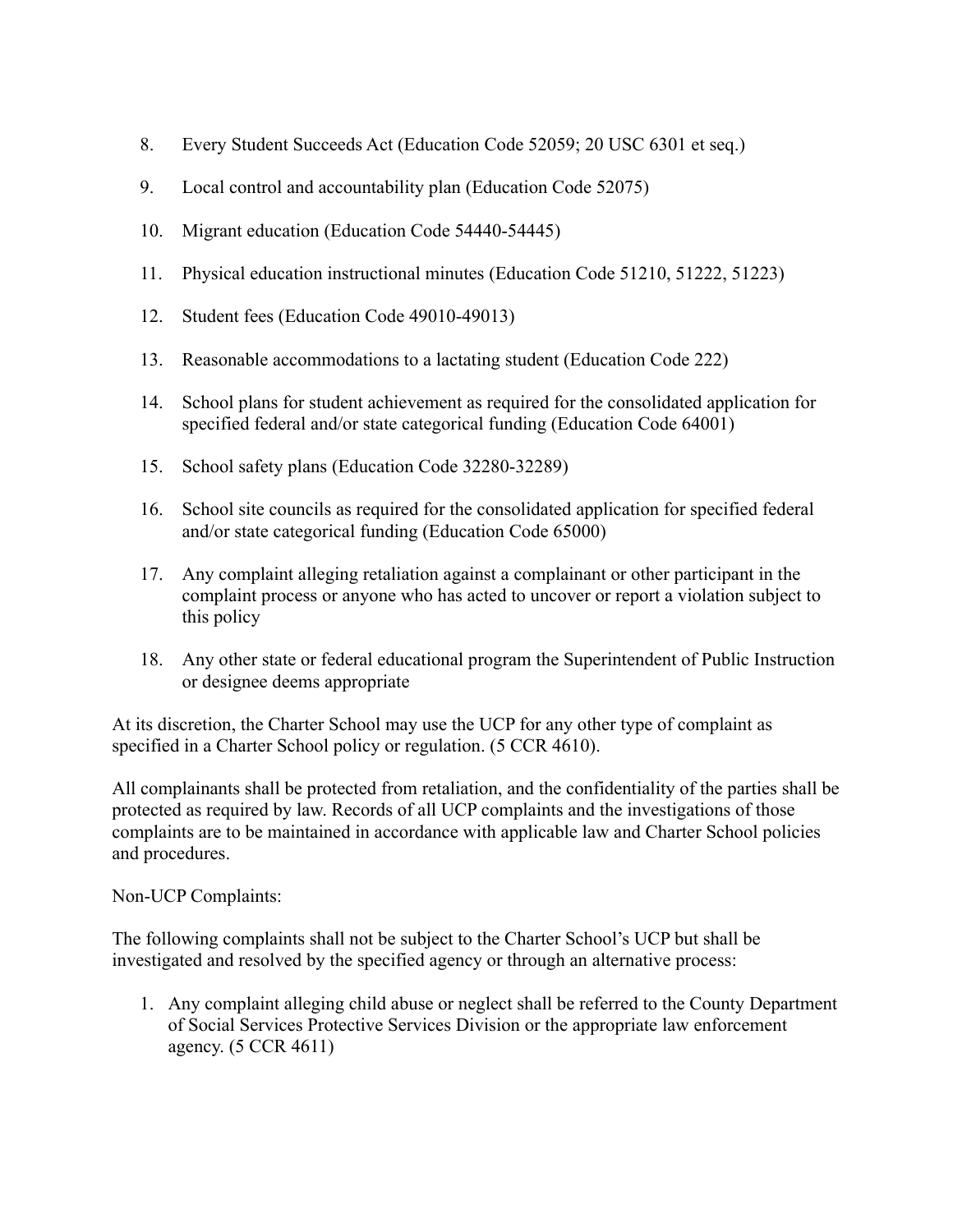8. Every Student Succeeds Act (Education Code 52059; 20 USC 6301 et seq.)
9. Local control and accountability plan (Education Code 52075)
10. Migrant education (Education Code 54440-54445)
11. Physical education instructional minutes (Education Code 51210, 51222, 51223)
12. Student fees (Education Code 49010-49013)
13. Reasonable accommodations to a lactating student (Education Code 222)
14. School plans for student achievement as required for the consolidated application for specified federal and/or state categorical funding (Education Code 64001)
15. School safety plans (Education Code 32280-32289)
16. School site councils as required for the consolidated application for specified federal and/or state categorical funding (Education Code 65000)
17. Any complaint alleging retaliation against a complainant or other participant in the complaint process or anyone who has acted to uncover or report a violation subject to this policy
18. Any other state or federal educational program the Superintendent of Public Instruction or designee deems appropriate

At its discretion, the Charter School may use the UCP for any other type of complaint as specified in a Charter School policy or regulation. (5 CCR 4610).

All complainants shall be protected from retaliation, and the confidentiality of the parties shall be protected as required by law. Records of all UCP complaints and the investigations of those complaints are to be maintained in accordance with applicable law and Charter School policies and procedures.

Non-UCP Complaints:

The following complaints shall not be subject to the Charter School's UCP but shall be investigated and resolved by the specified agency or through an alternative process:

1. Any complaint alleging child abuse or neglect shall be referred to the County Department of Social Services Protective Services Division or the appropriate law enforcement agency. (5 CCR 4611)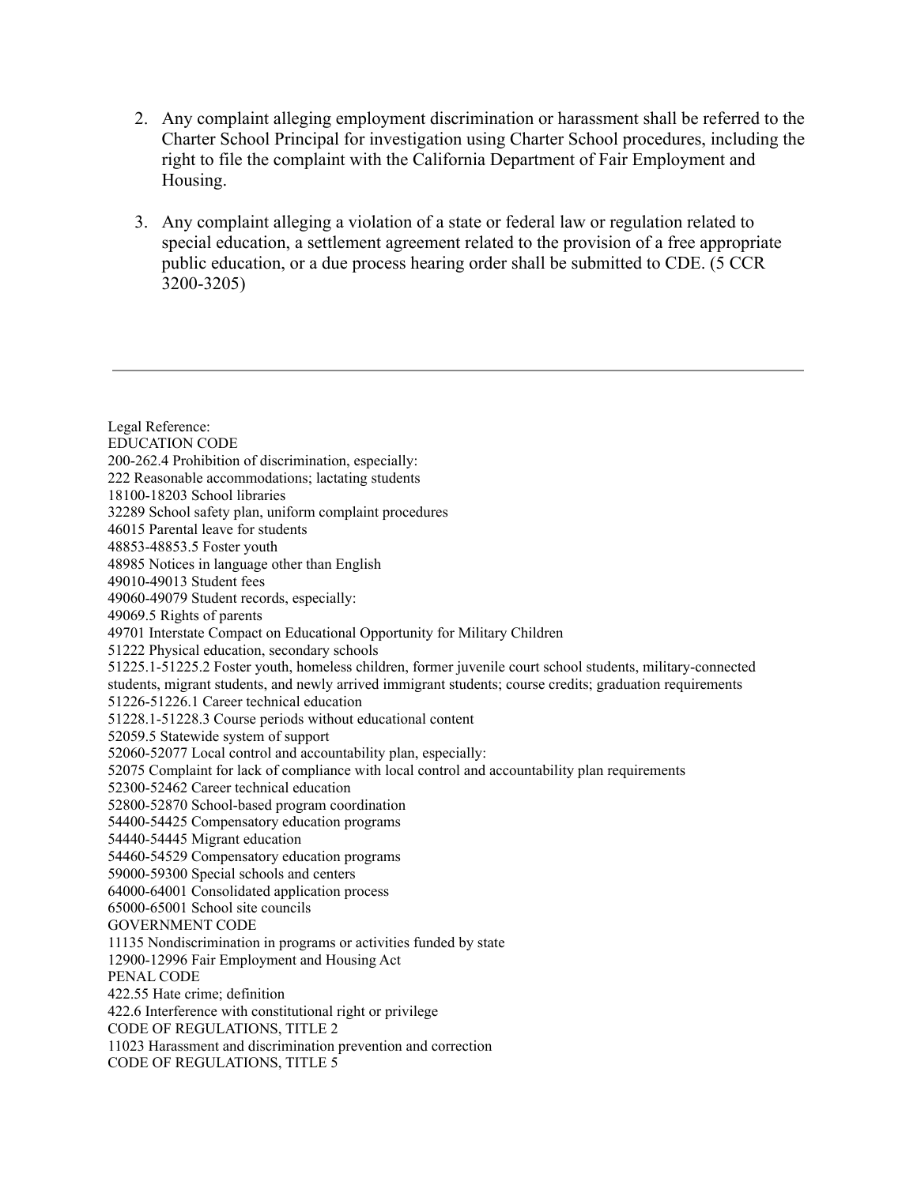2. Any complaint alleging employment discrimination or harassment shall be referred to the Charter School Principal for investigation using Charter School procedures, including the right to file the complaint with the California Department of Fair Employment and Housing.

3. Any complaint alleging a violation of a state or federal law or regulation related to special education, a settlement agreement related to the provision of a free appropriate public education, or a due process hearing order shall be submitted to CDE. (5 CCR 3200-3205)

---

Legal Reference:
EDUCATION CODE
200-262.4 Prohibition of discrimination, especially:
222 Reasonable accommodations; lactating students
18100-18203 School libraries
32289 School safety plan, uniform complaint procedures
46015 Parental leave for students
48853-48853.5 Foster youth
48985 Notices in language other than English
49010-49013 Student fees
49060-49079 Student records, especially:
49069.5 Rights of parents
49701 Interstate Compact on Educational Opportunity for Military Children
51222 Physical education, secondary schools
51225.1-51225.2 Foster youth, homeless children, former juvenile court school students, military-connected students, migrant students, and newly arrived immigrant students; course credits; graduation requirements
51226-51226.1 Career technical education
51228.1-51228.3 Course periods without educational content
52059.5 Statewide system of support
52060-52077 Local control and accountability plan, especially:
52075 Complaint for lack of compliance with local control and accountability plan requirements
52300-52462 Career technical education
52800-52870 School-based program coordination
54400-54425 Compensatory education programs
54440-54445 Migrant education
54460-54529 Compensatory education programs
59000-59300 Special schools and centers
64000-64001 Consolidated application process
65000-65001 School site councils
GOVERNMENT CODE
11135 Nondiscrimination in programs or activities funded by state
12900-12996 Fair Employment and Housing Act
PENAL CODE
422.55 Hate crime; definition
422.6 Interference with constitutional right or privilege
CODE OF REGULATIONS, TITLE 2
11023 Harassment and discrimination prevention and correction
CODE OF REGULATIONS, TITLE 5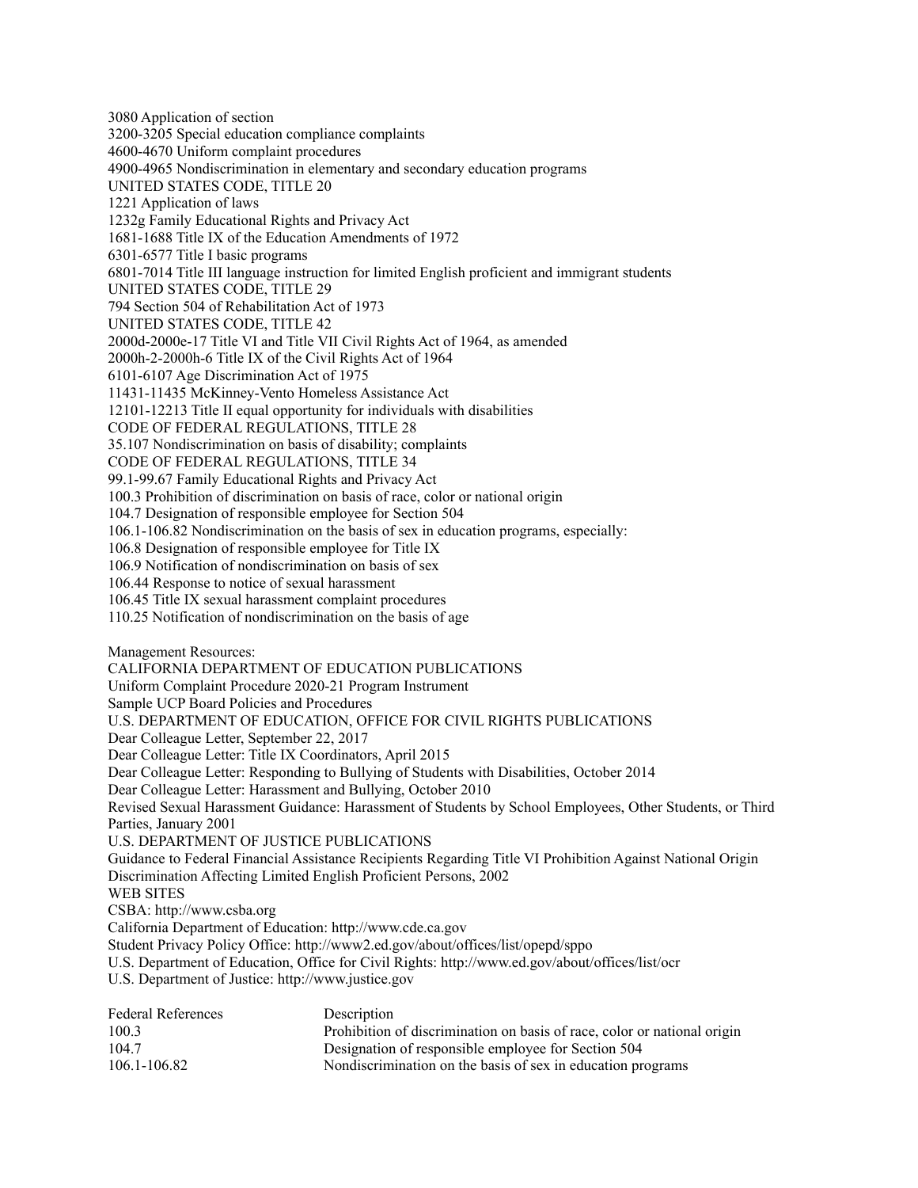3080 Application of section
3200-3205 Special education compliance complaints
4600-4670 Uniform complaint procedures
4900-4965 Nondiscrimination in elementary and secondary education programs
UNITED STATES CODE, TITLE 20
1221 Application of laws
1232g Family Educational Rights and Privacy Act
1681-1688 Title IX of the Education Amendments of 1972
6301-6577 Title I basic programs
6801-7014 Title III language instruction for limited English proficient and immigrant students
UNITED STATES CODE, TITLE 29
794 Section 504 of Rehabilitation Act of 1973
UNITED STATES CODE, TITLE 42
2000d-2000e-17 Title VI and Title VII Civil Rights Act of 1964, as amended
2000h-2-2000h-6 Title IX of the Civil Rights Act of 1964
6101-6107 Age Discrimination Act of 1975
11431-11435 McKinney-Vento Homeless Assistance Act
12101-12213 Title II equal opportunity for individuals with disabilities
CODE OF FEDERAL REGULATIONS, TITLE 28
35.107 Nondiscrimination on basis of disability; complaints
CODE OF FEDERAL REGULATIONS, TITLE 34
99.1-99.67 Family Educational Rights and Privacy Act
100.3 Prohibition of discrimination on basis of race, color or national origin
104.7 Designation of responsible employee for Section 504
106.1-106.82 Nondiscrimination on the basis of sex in education programs, especially:
106.8 Designation of responsible employee for Title IX
106.9 Notification of nondiscrimination on basis of sex
106.44 Response to notice of sexual harassment
106.45 Title IX sexual harassment complaint procedures
110.25 Notification of nondiscrimination on the basis of age

Management Resources:
CALIFORNIA DEPARTMENT OF EDUCATION PUBLICATIONS
Uniform Complaint Procedure 2020-21 Program Instrument
Sample UCP Board Policies and Procedures
U.S. DEPARTMENT OF EDUCATION, OFFICE FOR CIVIL RIGHTS PUBLICATIONS
Dear Colleague Letter, September 22, 2017
Dear Colleague Letter: Title IX Coordinators, April 2015
Dear Colleague Letter: Responding to Bullying of Students with Disabilities, October 2014
Dear Colleague Letter: Harassment and Bullying, October 2010
Revised Sexual Harassment Guidance: Harassment of Students by School Employees, Other Students, or Third Parties, January 2001
U.S. DEPARTMENT OF JUSTICE PUBLICATIONS
Guidance to Federal Financial Assistance Recipients Regarding Title VI Prohibition Against National Origin Discrimination Affecting Limited English Proficient Persons, 2002
WEB SITES
CSBA: http://www.csba.org
California Department of Education: http://www.cde.ca.gov
Student Privacy Policy Office: http://www2.ed.gov/about/offices/list/opepd/sppo
U.S. Department of Education, Office for Civil Rights: http://www.ed.gov/about/offices/list/ocr
U.S. Department of Justice: http://www.justice.gov

| Federal References | Description |
| --- | --- |
| 100.3 | Prohibition of discrimination on basis of race, color or national origin |
| 104.7 | Designation of responsible employee for Section 504 |
| 106.1-106.82 | Nondiscrimination on the basis of sex in education programs |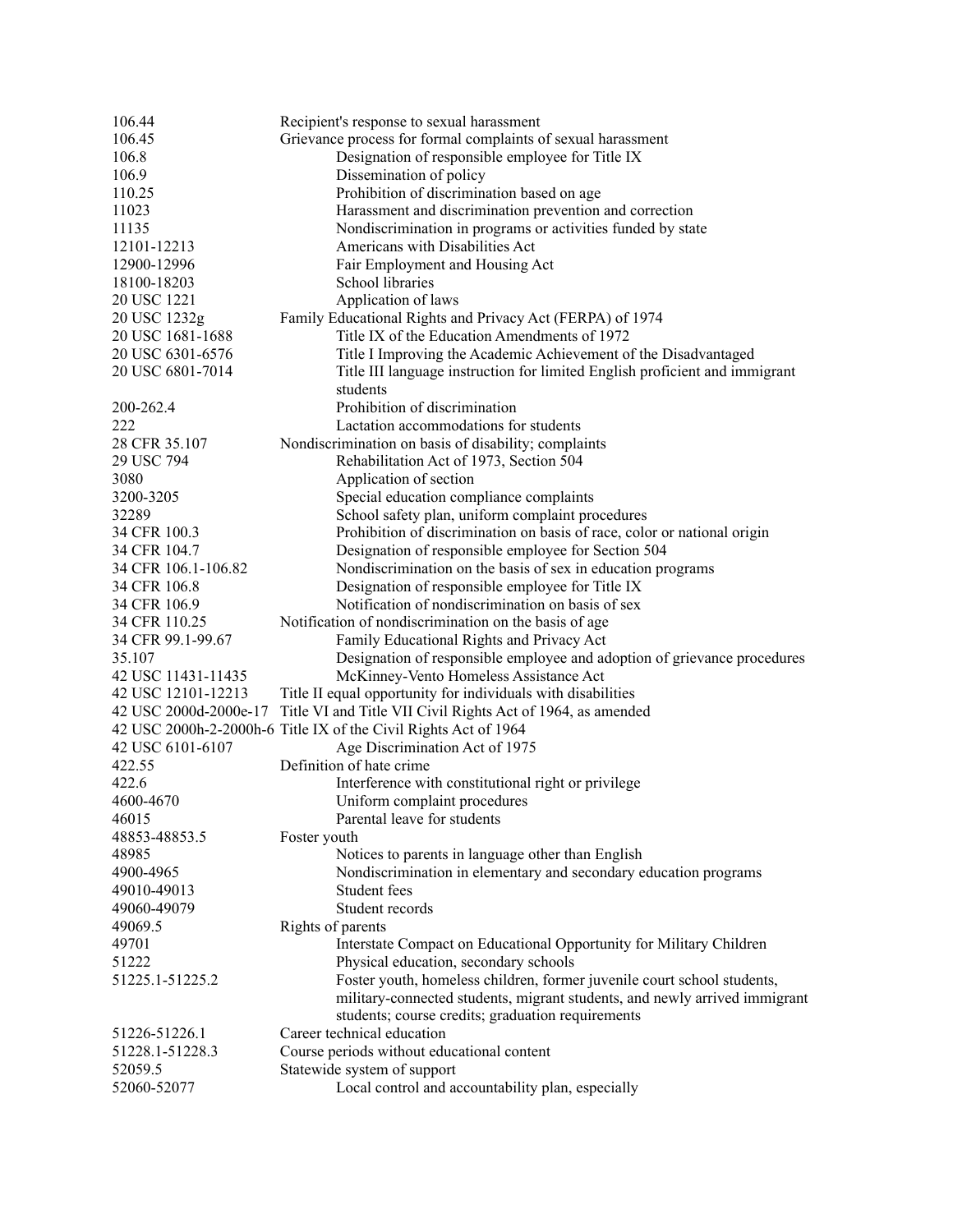| | |
|---|---|
| 106.44 | Recipient's response to sexual harassment |
| 106.45 | Grievance process for formal complaints of sexual harassment |
| 106.8 | Designation of responsible employee for Title IX |
| 106.9 | Dissemination of policy |
| 110.25 | Prohibition of discrimination based on age |
| 11023 | Harassment and discrimination prevention and correction |
| 11135 | Nondiscrimination in programs or activities funded by state |
| 12101-12213 | Americans with Disabilities Act |
| 12900-12996 | Fair Employment and Housing Act |
| 18100-18203 | School libraries |
| 20 USC 1221 | Application of laws |
| 20 USC 1232g | Family Educational Rights and Privacy Act (FERPA) of 1974 |
| 20 USC 1681-1688 | Title IX of the Education Amendments of 1972 |
| 20 USC 6301-6576 | Title I Improving the Academic Achievement of the Disadvantaged |
| 20 USC 6801-7014 | Title III language instruction for limited English proficient and immigrant students |
| 200-262.4 | Prohibition of discrimination |
| 222 | Lactation accommodations for students |
| 28 CFR 35.107 | Nondiscrimination on basis of disability; complaints |
| 29 USC 794 | Rehabilitation Act of 1973, Section 504 |
| 3080 | Application of section |
| 3200-3205 | Special education compliance complaints |
| 32289 | School safety plan, uniform complaint procedures |
| 34 CFR 100.3 | Prohibition of discrimination on basis of race, color or national origin |
| 34 CFR 104.7 | Designation of responsible employee for Section 504 |
| 34 CFR 106.1-106.82 | Nondiscrimination on the basis of sex in education programs |
| 34 CFR 106.8 | Designation of responsible employee for Title IX |
| 34 CFR 106.9 | Notification of nondiscrimination on basis of sex |
| 34 CFR 110.25 | Notification of nondiscrimination on the basis of age |
| 34 CFR 99.1-99.67 | Family Educational Rights and Privacy Act |
| 35.107 | Designation of responsible employee and adoption of grievance procedures |
| 42 USC 11431-11435 | McKinney-Vento Homeless Assistance Act |
| 42 USC 12101-12213 | Title II equal opportunity for individuals with disabilities |
| 42 USC 2000d-2000e-17 | Title VI and Title VII Civil Rights Act of 1964, as amended |
| 42 USC 2000h-2-2000h-6 | Title IX of the Civil Rights Act of 1964 |
| 42 USC 6101-6107 | Age Discrimination Act of 1975 |
| 422.55 | Definition of hate crime |
| 422.6 | Interference with constitutional right or privilege |
| 4600-4670 | Uniform complaint procedures |
| 46015 | Parental leave for students |
| 48853-48853.5 | Foster youth |
| 48985 | Notices to parents in language other than English |
| 4900-4965 | Nondiscrimination in elementary and secondary education programs |
| 49010-49013 | Student fees |
| 49060-49079 | Student records |
| 49069.5 | Rights of parents |
| 49701 | Interstate Compact on Educational Opportunity for Military Children |
| 51222 | Physical education, secondary schools |
| 51225.1-51225.2 | Foster youth, homeless children, former juvenile court school students, military-connected students, migrant students, and newly arrived immigrant students; course credits; graduation requirements |
| 51226-51226.1 | Career technical education |
| 51228.1-51228.3 | Course periods without educational content |
| 52059.5 | Statewide system of support |
| 52060-52077 | Local control and accountability plan, especially |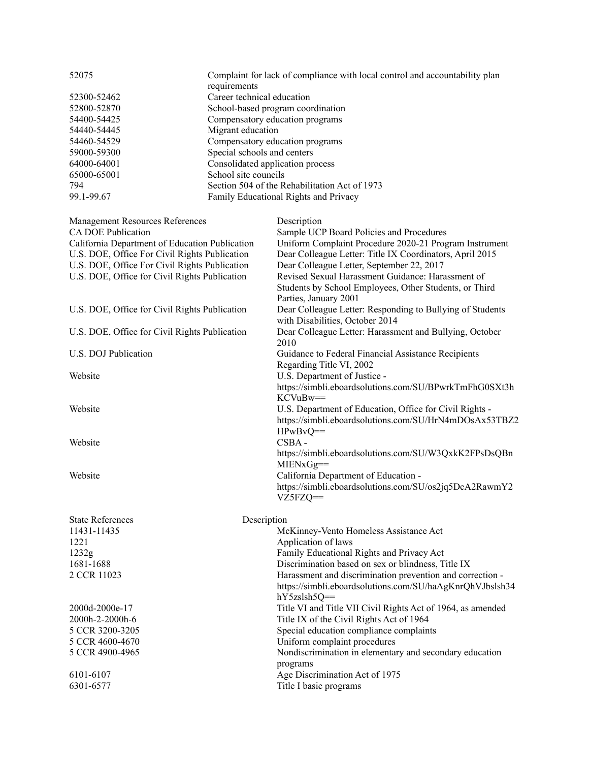| | |
|---|---|
| 52075 | Complaint for lack of compliance with local control and accountability plan requirements |
| 52300-52462 | Career technical education |
| 52800-52870 | School-based program coordination |
| 54400-54425 | Compensatory education programs |
| 54440-54445 | Migrant education |
| 54460-54529 | Compensatory education programs |
| 59000-59300 | Special schools and centers |
| 64000-64001 | Consolidated application process |
| 65000-65001 | School site councils |
| 794 | Section 504 of the Rehabilitation Act of 1973 |
| 99.1-99.67 | Family Educational Rights and Privacy |

| Management Resources References | Description |
|---|---|
| CA DOE Publication | Sample UCP Board Policies and Procedures |
| California Department of Education Publication | Uniform Complaint Procedure 2020-21 Program Instrument |
| U.S. DOE, Office For Civil Rights Publication | Dear Colleague Letter: Title IX Coordinators, April 2015 |
| U.S. DOE, Office For Civil Rights Publication | Dear Colleague Letter, September 22, 2017 |
| U.S. DOE, Office for Civil Rights Publication | Revised Sexual Harassment Guidance: Harassment of Students by School Employees, Other Students, or Third Parties, January 2001 |
| U.S. DOE, Office for Civil Rights Publication | Dear Colleague Letter: Responding to Bullying of Students with Disabilities, October 2014 |
| U.S. DOE, Office for Civil Rights Publication | Dear Colleague Letter: Harassment and Bullying, October 2010 |
| U.S. DOJ Publication | Guidance to Federal Financial Assistance Recipients Regarding Title VI, 2002 |
| Website | U.S. Department of Justice - https://simbli.eboardsolutions.com/SU/BPwrkTmFhG0SXt3hKCVuBw== |
| Website | U.S. Department of Education, Office for Civil Rights - https://simbli.eboardsolutions.com/SU/HrN4mDOsAx53TBZ2HPwBvQ== |
| Website | CSBA - https://simbli.eboardsolutions.com/SU/W3QxkK2FPsDsQBnMIENxGg== |
| Website | California Department of Education - https://simbli.eboardsolutions.com/SU/os2jq5DcA2RawmY2VZ5FZQ== |

| State References | Description |
|---|---|
| 11431-11435 | McKinney-Vento Homeless Assistance Act |
| 1221 | Application of laws |
| 1232g | Family Educational Rights and Privacy Act |
| 1681-1688 | Discrimination based on sex or blindness, Title IX |
| 2 CCR 11023 | Harassment and discrimination prevention and correction - https://simbli.eboardsolutions.com/SU/haAgKnrQhVJbslsh34hY5zslsh5Q== |
| 2000d-2000e-17 | Title VI and Title VII Civil Rights Act of 1964, as amended |
| 2000h-2-2000h-6 | Title IX of the Civil Rights Act of 1964 |
| 5 CCR 3200-3205 | Special education compliance complaints |
| 5 CCR 4600-4670 | Uniform complaint procedures |
| 5 CCR 4900-4965 | Nondiscrimination in elementary and secondary education programs |
| 6101-6107 | Age Discrimination Act of 1975 |
| 6301-6577 | Title I basic programs |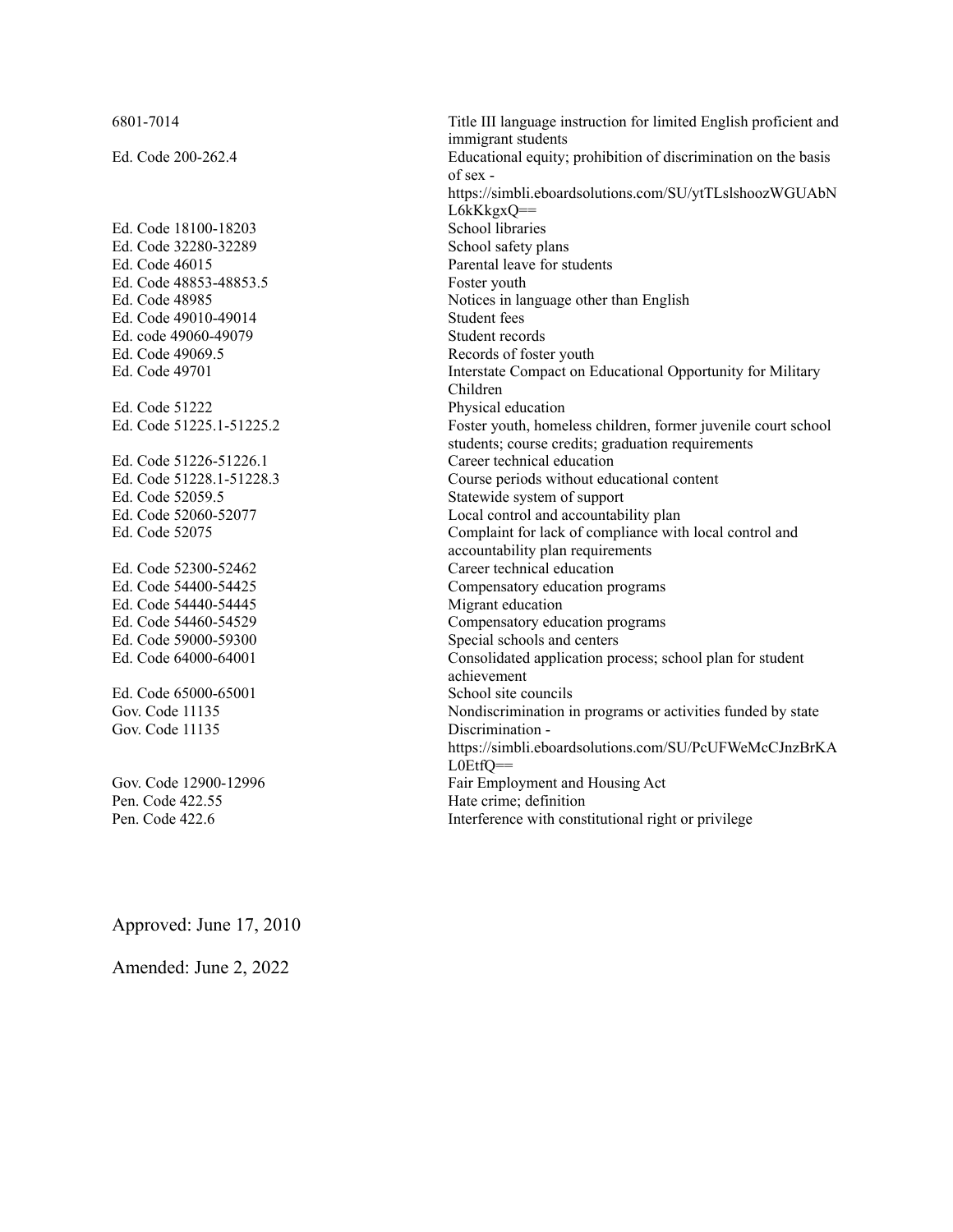| | |
|---|---|
| 6801-7014 | Title III language instruction for limited English proficient and immigrant students |
| Ed. Code 200-262.4 | Educational equity; prohibition of discrimination on the basis of sex - https://simbli.eboardsolutions.com/SU/ytTLslshoozWGUAbNL6kKkgxQ== |
| Ed. Code 18100-18203 | School libraries |
| Ed. Code 32280-32289 | School safety plans |
| Ed. Code 46015 | Parental leave for students |
| Ed. Code 48853-48853.5 | Foster youth |
| Ed. Code 48985 | Notices in language other than English |
| Ed. Code 49010-49014 | Student fees |
| Ed. code 49060-49079 | Student records |
| Ed. Code 49069.5 | Records of foster youth |
| Ed. Code 49701 | Interstate Compact on Educational Opportunity for Military Children |
| Ed. Code 51222 | Physical education |
| Ed. Code 51225.1-51225.2 | Foster youth, homeless children, former juvenile court school students; course credits; graduation requirements |
| Ed. Code 51226-51226.1 | Career technical education |
| Ed. Code 51228.1-51228.3 | Course periods without educational content |
| Ed. Code 52059.5 | Statewide system of support |
| Ed. Code 52060-52077 | Local control and accountability plan |
| Ed. Code 52075 | Complaint for lack of compliance with local control and accountability plan requirements |
| Ed. Code 52300-52462 | Career technical education |
| Ed. Code 54400-54425 | Compensatory education programs |
| Ed. Code 54440-54445 | Migrant education |
| Ed. Code 54460-54529 | Compensatory education programs |
| Ed. Code 59000-59300 | Special schools and centers |
| Ed. Code 64000-64001 | Consolidated application process; school plan for student achievement |
| Ed. Code 65000-65001 | School site councils |
| Gov. Code 11135 | Nondiscrimination in programs or activities funded by state |
| Gov. Code 11135 | Discrimination - https://simbli.eboardsolutions.com/SU/PcUFWeMcCJnzBrKAL0EtfQ== |
| Gov. Code 12900-12996 | Fair Employment and Housing Act |
| Pen. Code 422.55 | Hate crime; definition |
| Pen. Code 422.6 | Interference with constitutional right or privilege |

Approved: June 17, 2010

Amended: June 2, 2022